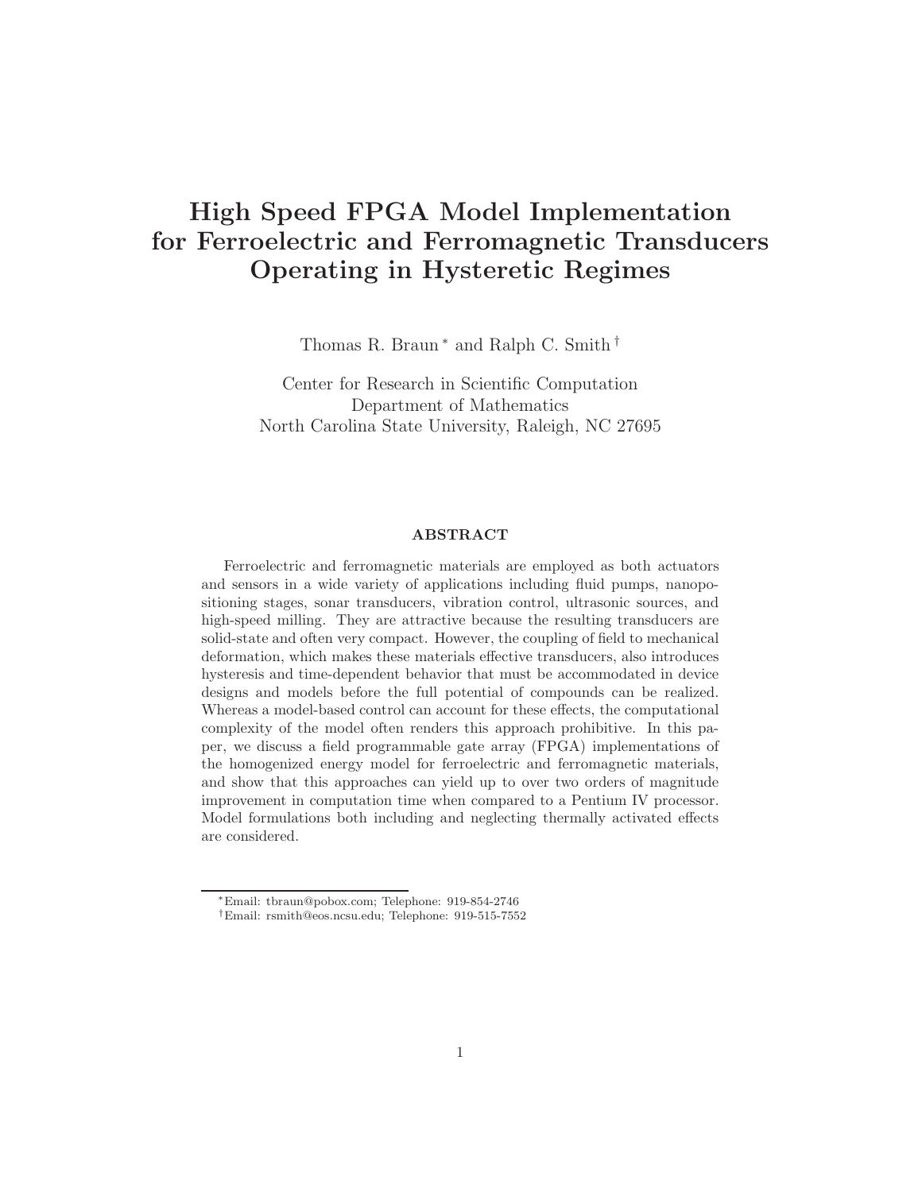# High Speed FPGA Model Implementation for Ferroelectric and Ferromagnetic Transducers Operating in Hysteretic Regimes

Thomas R. Braun [*] and Ralph C. Smith [†]

Center for Research in Scientific Computation
Department of Mathematics
North Carolina State University, Raleigh, NC 27695

## ABSTRACT

Ferroelectric and ferromagnetic materials are employed as both actuators and sensors in a wide variety of applications including fluid pumps, nanopositioning stages, sonar transducers, vibration control, ultrasonic sources, and high-speed milling. They are attractive because the resulting transducers are solid-state and often very compact. However, the coupling of field to mechanical deformation, which makes these materials effective transducers, also introduces hysteresis and time-dependent behavior that must be accommodated in device designs and models before the full potential of compounds can be realized. Whereas a model-based control can account for these effects, the computational complexity of the model often renders this approach prohibitive. In this paper, we discuss a field programmable gate array (FPGA) implementations of the homogenized energy model for ferroelectric and ferromagnetic materials, and show that this approaches can yield up to over two orders of magnitude improvement in computation time when compared to a Pentium IV processor. Model formulations both including and neglecting thermally activated effects are considered.

---

[*] Email: tbraun@pobox.com; Telephone: 919-854-2746

[†] Email: rsmith@eos.ncsu.edu; Telephone: 919-515-7552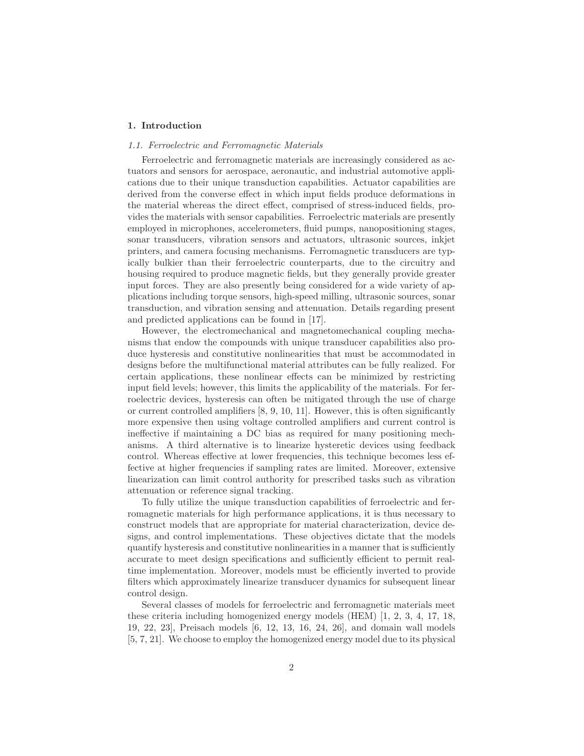## 1. Introduction

### *1.1. Ferroelectric and Ferromagnetic Materials*

Ferroelectric and ferromagnetic materials are increasingly considered as actuators and sensors for aerospace, aeronautic, and industrial automotive applications due to their unique transduction capabilities. Actuator capabilities are derived from the converse effect in which input fields produce deformations in the material whereas the direct effect, comprised of stress-induced fields, provides the materials with sensor capabilities. Ferroelectric materials are presently employed in microphones, accelerometers, fluid pumps, nanopositioning stages, sonar transducers, vibration sensors and actuators, ultrasonic sources, inkjet printers, and camera focusing mechanisms. Ferromagnetic transducers are typically bulkier than their ferroelectric counterparts, due to the circuitry and housing required to produce magnetic fields, but they generally provide greater input forces. They are also presently being considered for a wide variety of applications including torque sensors, high-speed milling, ultrasonic sources, sonar transduction, and vibration sensing and attenuation. Details regarding present and predicted applications can be found in [17].

However, the electromechanical and magnetomechanical coupling mechanisms that endow the compounds with unique transducer capabilities also produce hysteresis and constitutive nonlinearities that must be accommodated in designs before the multifunctional material attributes can be fully realized. For certain applications, these nonlinear effects can be minimized by restricting input field levels; however, this limits the applicability of the materials. For ferroelectric devices, hysteresis can often be mitigated through the use of charge or current controlled amplifiers [8, 9, 10, 11]. However, this is often significantly more expensive then using voltage controlled amplifiers and current control is ineffective if maintaining a DC bias as required for many positioning mechanisms. A third alternative is to linearize hysteretic devices using feedback control. Whereas effective at lower frequencies, this technique becomes less effective at higher frequencies if sampling rates are limited. Moreover, extensive linearization can limit control authority for prescribed tasks such as vibration attenuation or reference signal tracking.

To fully utilize the unique transduction capabilities of ferroelectric and ferromagnetic materials for high performance applications, it is thus necessary to construct models that are appropriate for material characterization, device designs, and control implementations. These objectives dictate that the models quantify hysteresis and constitutive nonlinearities in a manner that is sufficiently accurate to meet design specifications and sufficiently efficient to permit real-time implementation. Moreover, models must be efficiently inverted to provide filters which approximately linearize transducer dynamics for subsequent linear control design.

Several classes of models for ferroelectric and ferromagnetic materials meet these criteria including homogenized energy models (HEM) [1, 2, 3, 4, 17, 18, 19, 22, 23], Preisach models [6, 12, 13, 16, 24, 26], and domain wall models [5, 7, 21]. We choose to employ the homogenized energy model due to its physical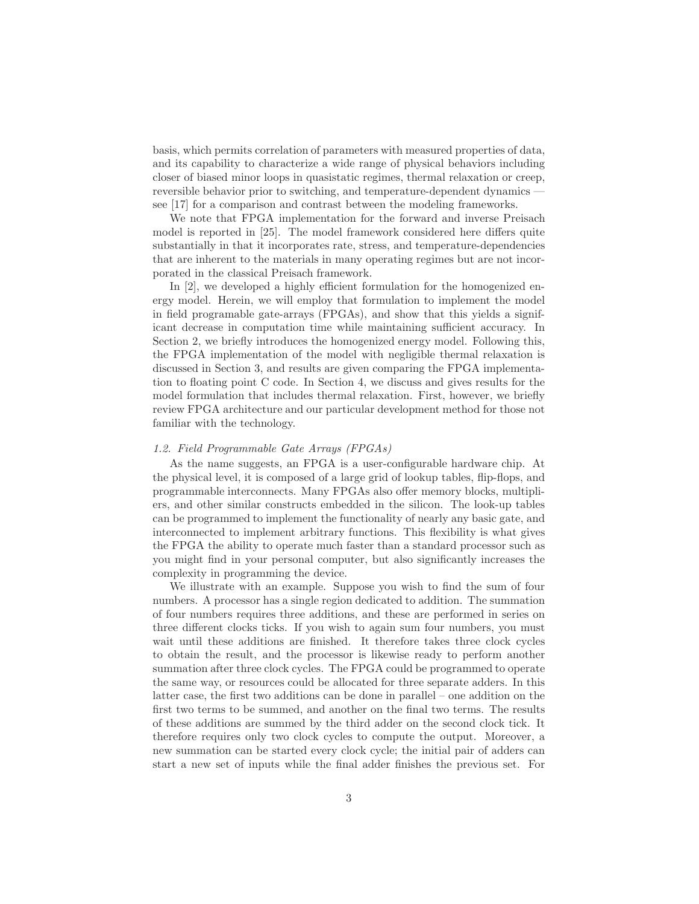basis, which permits correlation of parameters with measured properties of data, and its capability to characterize a wide range of physical behaviors including closer of biased minor loops in quasistatic regimes, thermal relaxation or creep, reversible behavior prior to switching, and temperature-dependent dynamics — see [17] for a comparison and contrast between the modeling frameworks.

We note that FPGA implementation for the forward and inverse Preisach model is reported in [25]. The model framework considered here differs quite substantially in that it incorporates rate, stress, and temperature-dependencies that are inherent to the materials in many operating regimes but are not incorporated in the classical Preisach framework.

In [2], we developed a highly efficient formulation for the homogenized energy model. Herein, we will employ that formulation to implement the model in field programable gate-arrays (FPGAs), and show that this yields a significant decrease in computation time while maintaining sufficient accuracy. In Section 2, we briefly introduces the homogenized energy model. Following this, the FPGA implementation of the model with negligible thermal relaxation is discussed in Section 3, and results are given comparing the FPGA implementation to floating point C code. In Section 4, we discuss and gives results for the model formulation that includes thermal relaxation. First, however, we briefly review FPGA architecture and our particular development method for those not familiar with the technology.

### *1.2. Field Programmable Gate Arrays (FPGAs)*

As the name suggests, an FPGA is a user-configurable hardware chip. At the physical level, it is composed of a large grid of lookup tables, flip-flops, and programmable interconnects. Many FPGAs also offer memory blocks, multipliers, and other similar constructs embedded in the silicon. The look-up tables can be programmed to implement the functionality of nearly any basic gate, and interconnected to implement arbitrary functions. This flexibility is what gives the FPGA the ability to operate much faster than a standard processor such as you might find in your personal computer, but also significantly increases the complexity in programming the device.

We illustrate with an example. Suppose you wish to find the sum of four numbers. A processor has a single region dedicated to addition. The summation of four numbers requires three additions, and these are performed in series on three different clocks ticks. If you wish to again sum four numbers, you must wait until these additions are finished. It therefore takes three clock cycles to obtain the result, and the processor is likewise ready to perform another summation after three clock cycles. The FPGA could be programmed to operate the same way, or resources could be allocated for three separate adders. In this latter case, the first two additions can be done in parallel – one addition on the first two terms to be summed, and another on the final two terms. The results of these additions are summed by the third adder on the second clock tick. It therefore requires only two clock cycles to compute the output. Moreover, a new summation can be started every clock cycle; the initial pair of adders can start a new set of inputs while the final adder finishes the previous set. For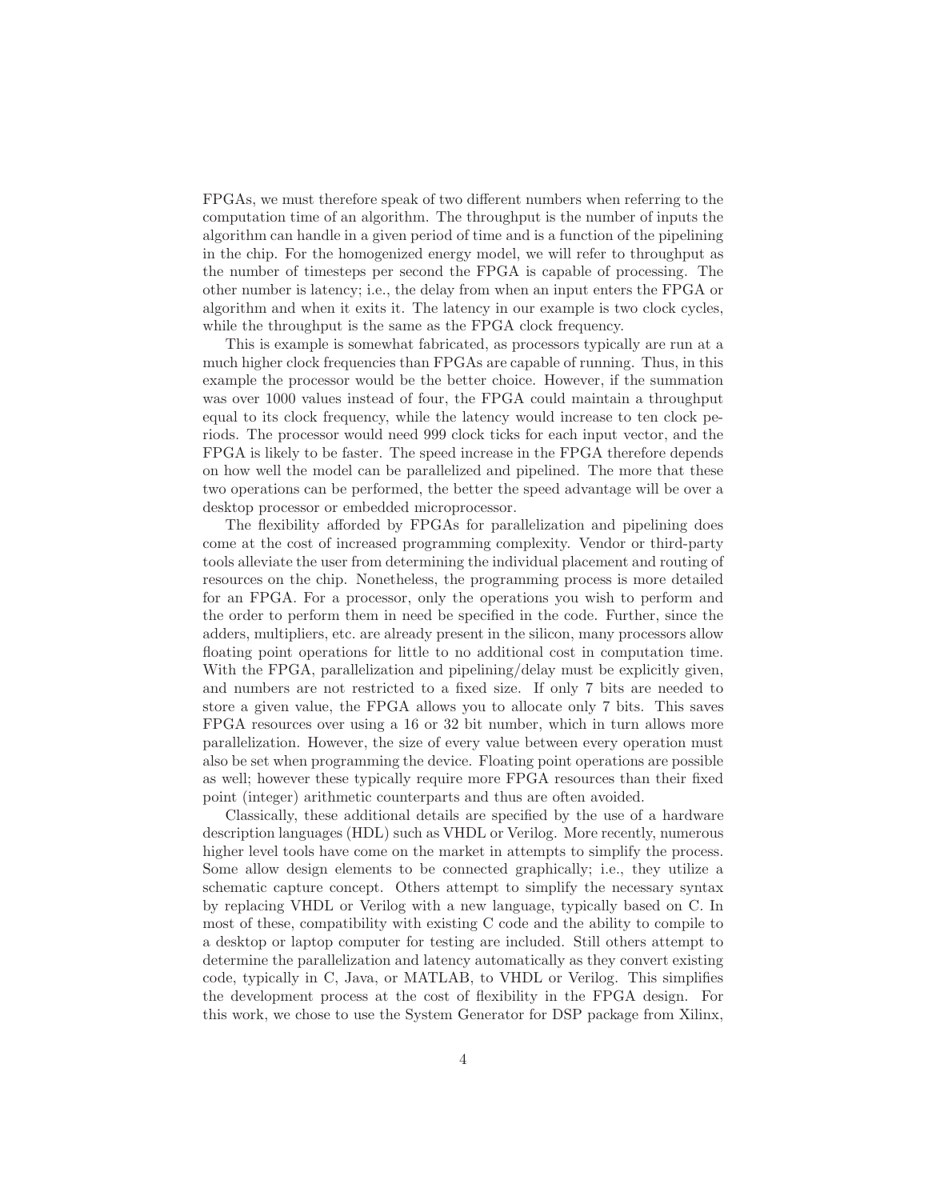FPGAs, we must therefore speak of two different numbers when referring to the computation time of an algorithm. The throughput is the number of inputs the algorithm can handle in a given period of time and is a function of the pipelining in the chip. For the homogenized energy model, we will refer to throughput as the number of timesteps per second the FPGA is capable of processing. The other number is latency; i.e., the delay from when an input enters the FPGA or algorithm and when it exits it. The latency in our example is two clock cycles, while the throughput is the same as the FPGA clock frequency.

This is example is somewhat fabricated, as processors typically are run at a much higher clock frequencies than FPGAs are capable of running. Thus, in this example the processor would be the better choice. However, if the summation was over 1000 values instead of four, the FPGA could maintain a throughput equal to its clock frequency, while the latency would increase to ten clock periods. The processor would need 999 clock ticks for each input vector, and the FPGA is likely to be faster. The speed increase in the FPGA therefore depends on how well the model can be parallelized and pipelined. The more that these two operations can be performed, the better the speed advantage will be over a desktop processor or embedded microprocessor.

The flexibility afforded by FPGAs for parallelization and pipelining does come at the cost of increased programming complexity. Vendor or third-party tools alleviate the user from determining the individual placement and routing of resources on the chip. Nonetheless, the programming process is more detailed for an FPGA. For a processor, only the operations you wish to perform and the order to perform them in need be specified in the code. Further, since the adders, multipliers, etc. are already present in the silicon, many processors allow floating point operations for little to no additional cost in computation time. With the FPGA, parallelization and pipelining/delay must be explicitly given, and numbers are not restricted to a fixed size. If only 7 bits are needed to store a given value, the FPGA allows you to allocate only 7 bits. This saves FPGA resources over using a 16 or 32 bit number, which in turn allows more parallelization. However, the size of every value between every operation must also be set when programming the device. Floating point operations are possible as well; however these typically require more FPGA resources than their fixed point (integer) arithmetic counterparts and thus are often avoided.

Classically, these additional details are specified by the use of a hardware description languages (HDL) such as VHDL or Verilog. More recently, numerous higher level tools have come on the market in attempts to simplify the process. Some allow design elements to be connected graphically; i.e., they utilize a schematic capture concept. Others attempt to simplify the necessary syntax by replacing VHDL or Verilog with a new language, typically based on C. In most of these, compatibility with existing C code and the ability to compile to a desktop or laptop computer for testing are included. Still others attempt to determine the parallelization and latency automatically as they convert existing code, typically in C, Java, or MATLAB, to VHDL or Verilog. This simplifies the development process at the cost of flexibility in the FPGA design. For this work, we chose to use the System Generator for DSP package from Xilinx,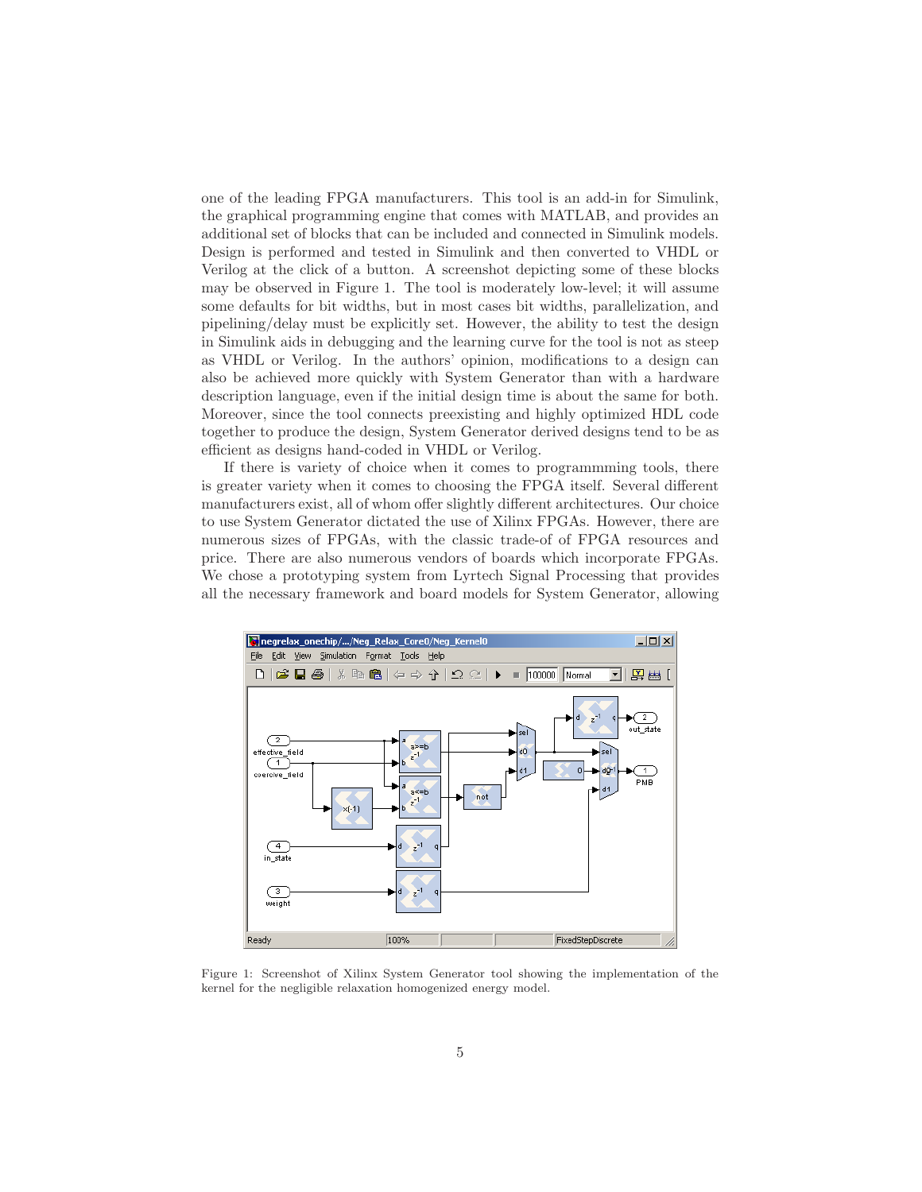one of the leading FPGA manufacturers. This tool is an add-in for Simulink, the graphical programming engine that comes with MATLAB, and provides an additional set of blocks that can be included and connected in Simulink models. Design is performed and tested in Simulink and then converted to VHDL or Verilog at the click of a button. A screenshot depicting some of these blocks may be observed in Figure 1. The tool is moderately low-level; it will assume some defaults for bit widths, but in most cases bit widths, parallelization, and pipelining/delay must be explicitly set. However, the ability to test the design in Simulink aids in debugging and the learning curve for the tool is not as steep as VHDL or Verilog. In the authors' opinion, modifications to a design can also be achieved more quickly with System Generator than with a hardware description language, even if the initial design time is about the same for both. Moreover, since the tool connects preexisting and highly optimized HDL code together to produce the design, System Generator derived designs tend to be as efficient as designs hand-coded in VHDL or Verilog.

If there is variety of choice when it comes to programmming tools, there is greater variety when it comes to choosing the FPGA itself. Several different manufacturers exist, all of whom offer slightly different architectures. Our choice to use System Generator dictated the use of Xilinx FPGAs. However, there are numerous sizes of FPGAs, with the classic trade-of of FPGA resources and price. There are also numerous vendors of boards which incorporate FPGAs. We chose a prototyping system from Lyrtech Signal Processing that provides all the necessary framework and board models for System Generator, allowing

Figure 1: Screenshot of Xilinx System Generator tool showing the implementation of the kernel for the negligible relaxation homogenized energy model.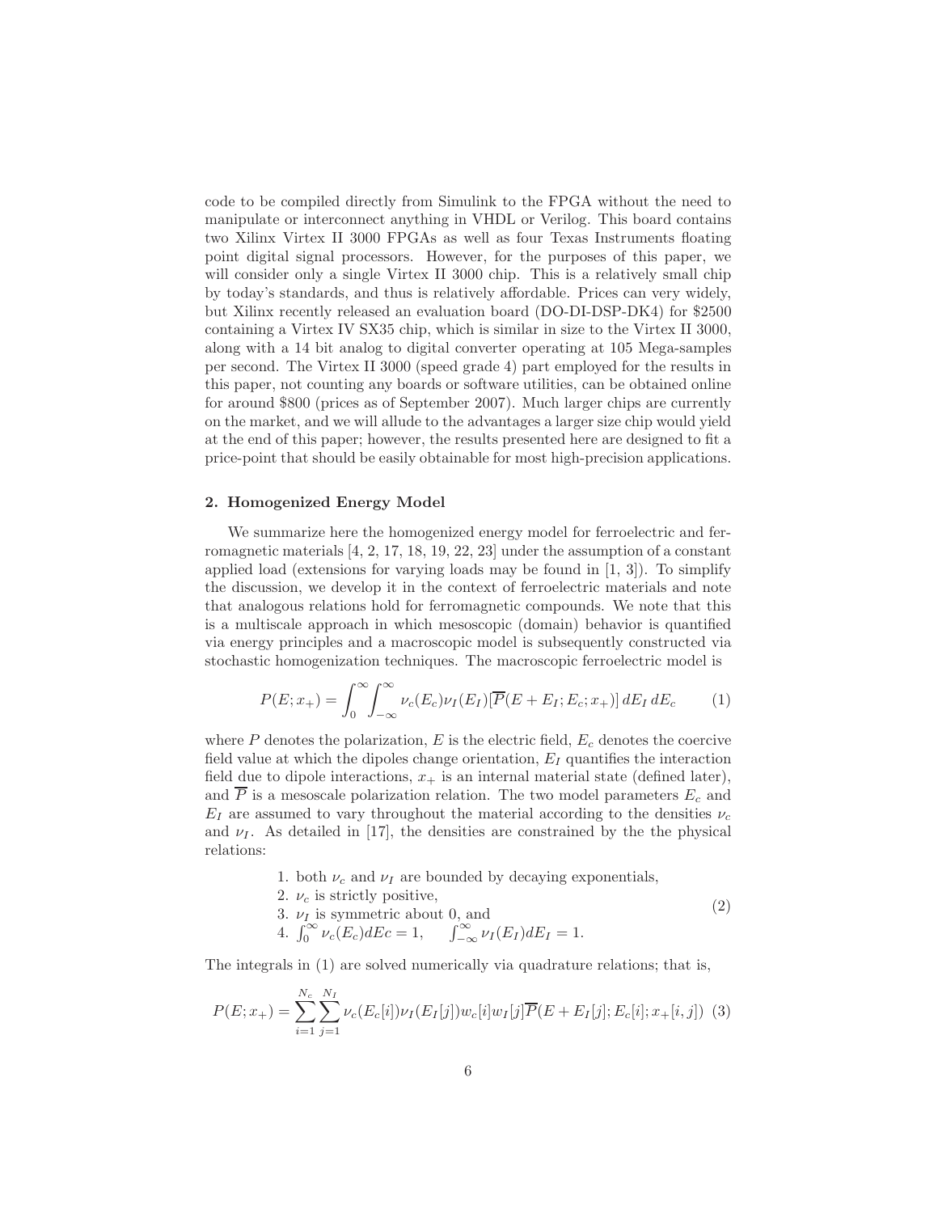code to be compiled directly from Simulink to the FPGA without the need to manipulate or interconnect anything in VHDL or Verilog. This board contains two Xilinx Virtex II 3000 FPGAs as well as four Texas Instruments floating point digital signal processors. However, for the purposes of this paper, we will consider only a single Virtex II 3000 chip. This is a relatively small chip by today's standards, and thus is relatively affordable. Prices can very widely, but Xilinx recently released an evaluation board (DO-DI-DSP-DK4) for $2500 containing a Virtex IV SX35 chip, which is similar in size to the Virtex II 3000, along with a 14 bit analog to digital converter operating at 105 Mega-samples per second. The Virtex II 3000 (speed grade 4) part employed for the results in this paper, not counting any boards or software utilities, can be obtained online for around $800 (prices as of September 2007). Much larger chips are currently on the market, and we will allude to the advantages a larger size chip would yield at the end of this paper; however, the results presented here are designed to fit a price-point that should be easily obtainable for most high-precision applications.

## 2. Homogenized Energy Model

We summarize here the homogenized energy model for ferroelectric and ferromagnetic materials [4, 2, 17, 18, 19, 22, 23] under the assumption of a constant applied load (extensions for varying loads may be found in [1, 3]). To simplify the discussion, we develop it in the context of ferroelectric materials and note that analogous relations hold for ferromagnetic compounds. We note that this is a multiscale approach in which mesoscopic (domain) behavior is quantified via energy principles and a macroscopic model is subsequently constructed via stochastic homogenization techniques. The macroscopic ferroelectric model is

$$P(E; x_+) = \int_0^\infty \int_{-\infty}^\infty \nu_c(E_c)\nu_I(E_I)[\overline{P}(E + E_I; E_c; x_+)]\, dE_I\, dE_c \qquad (1)$$

where $P$ denotes the polarization, $E$ is the electric field, $E_c$ denotes the coercive field value at which the dipoles change orientation, $E_I$ quantifies the interaction field due to dipole interactions, $x_+$ is an internal material state (defined later), and $\overline{P}$ is a mesoscale polarization relation. The two model parameters $E_c$ and $E_I$ are assumed to vary throughout the material according to the densities $\nu_c$ and $\nu_I$. As detailed in [17], the densities are constrained by the the physical relations:

$$\begin{array}{l} \text{1. both } \nu_c \text{ and } \nu_I \text{ are bounded by decaying exponentials,} \\ \text{2. } \nu_c \text{ is strictly positive,} \\ \text{3. } \nu_I \text{ is symmetric about 0, and} \\ \text{4. } \int_0^\infty \nu_c(E_c)dEc = 1, \qquad \int_{-\infty}^\infty \nu_I(E_I)dE_I = 1. \end{array} \qquad (2)$$

The integrals in (1) are solved numerically via quadrature relations; that is,

$$P(E; x_+) = \sum_{i=1}^{N_c} \sum_{j=1}^{N_I} \nu_c(E_c[i])\nu_I(E_I[j])w_c[i]w_I[j]\overline{P}(E + E_I[j]; E_c[i]; x_+[i,j]) \quad (3)$$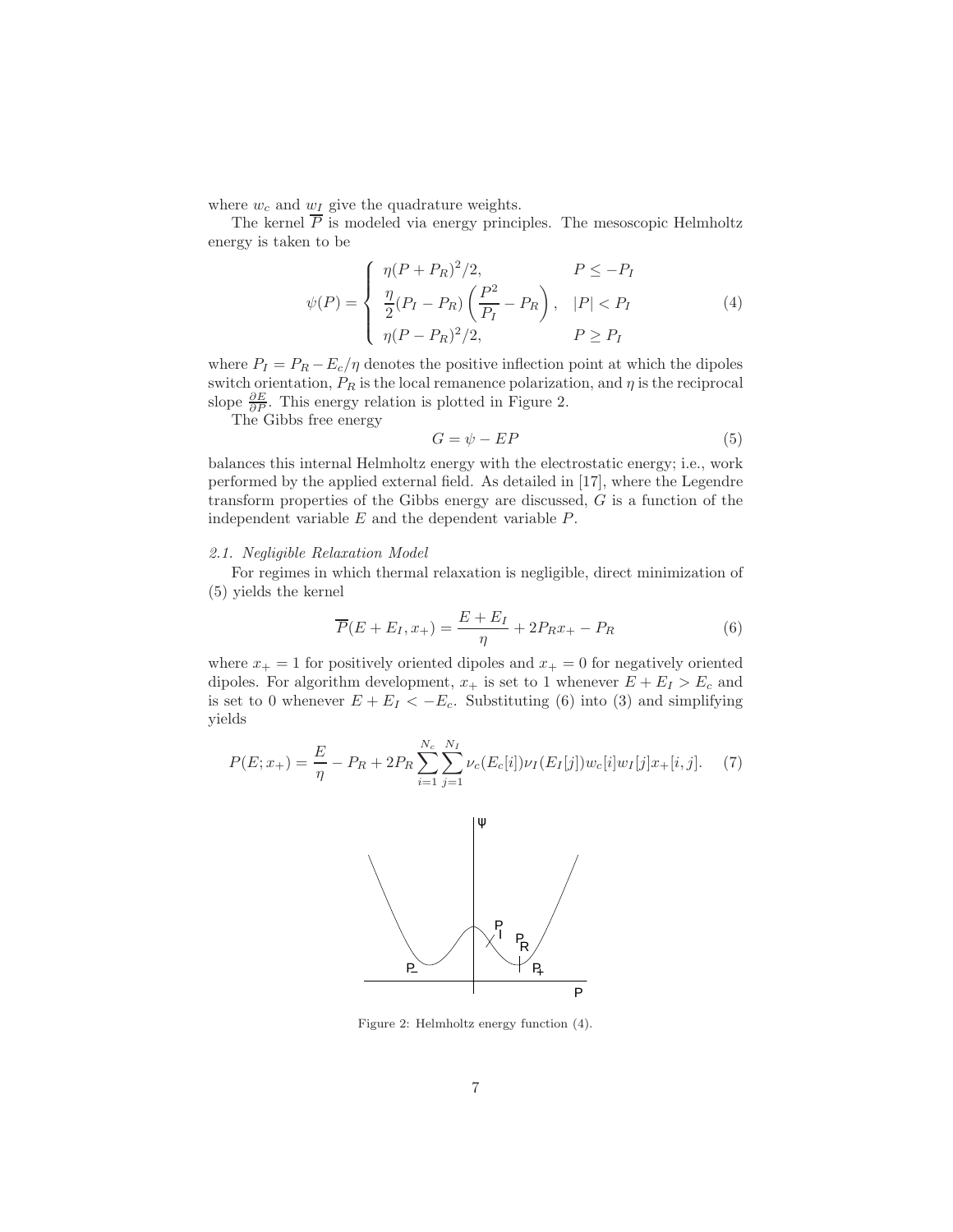where $w_c$ and $w_I$ give the quadrature weights.

The kernel $\overline{P}$ is modeled via energy principles. The mesoscopic Helmholtz energy is taken to be

$$\psi(P) = \begin{cases} \eta(P+P_R)^2/2, & P \le -P_I \\ \dfrac{\eta}{2}(P_I - P_R)\left(\dfrac{P^2}{P_I} - P_R\right), & |P| < P_I \\ \eta(P-P_R)^2/2, & P \ge P_I \end{cases} \tag{4}$$

where $P_I = P_R - E_c/\eta$ denotes the positive inflection point at which the dipoles switch orientation, $P_R$ is the local remanence polarization, and $\eta$ is the reciprocal slope $\frac{\partial E}{\partial P}$. This energy relation is plotted in Figure 2.

The Gibbs free energy

$$G = \psi - EP \tag{5}$$

balances this internal Helmholtz energy with the electrostatic energy; i.e., work performed by the applied external field. As detailed in [17], where the Legendre transform properties of the Gibbs energy are discussed, $G$ is a function of the independent variable $E$ and the dependent variable $P$.

### *2.1. Negligible Relaxation Model*

For regimes in which thermal relaxation is negligible, direct minimization of (5) yields the kernel

$$\overline{P}(E+E_I, x_+) = \frac{E+E_I}{\eta} + 2P_R x_+ - P_R \tag{6}$$

where $x_+ = 1$ for positively oriented dipoles and $x_+ = 0$ for negatively oriented dipoles. For algorithm development, $x_+$ is set to 1 whenever $E + E_I > E_c$ and is set to 0 whenever $E + E_I < -E_c$. Substituting (6) into (3) and simplifying yields

$$P(E; x_+) = \frac{E}{\eta} - P_R + 2P_R \sum_{i=1}^{N_c} \sum_{j=1}^{N_I} \nu_c(E_c[i]) \nu_I(E_I[j]) w_c[i] w_I[j] x_+[i,j]. \tag{7}$$

Figure 2: Helmholtz energy function (4).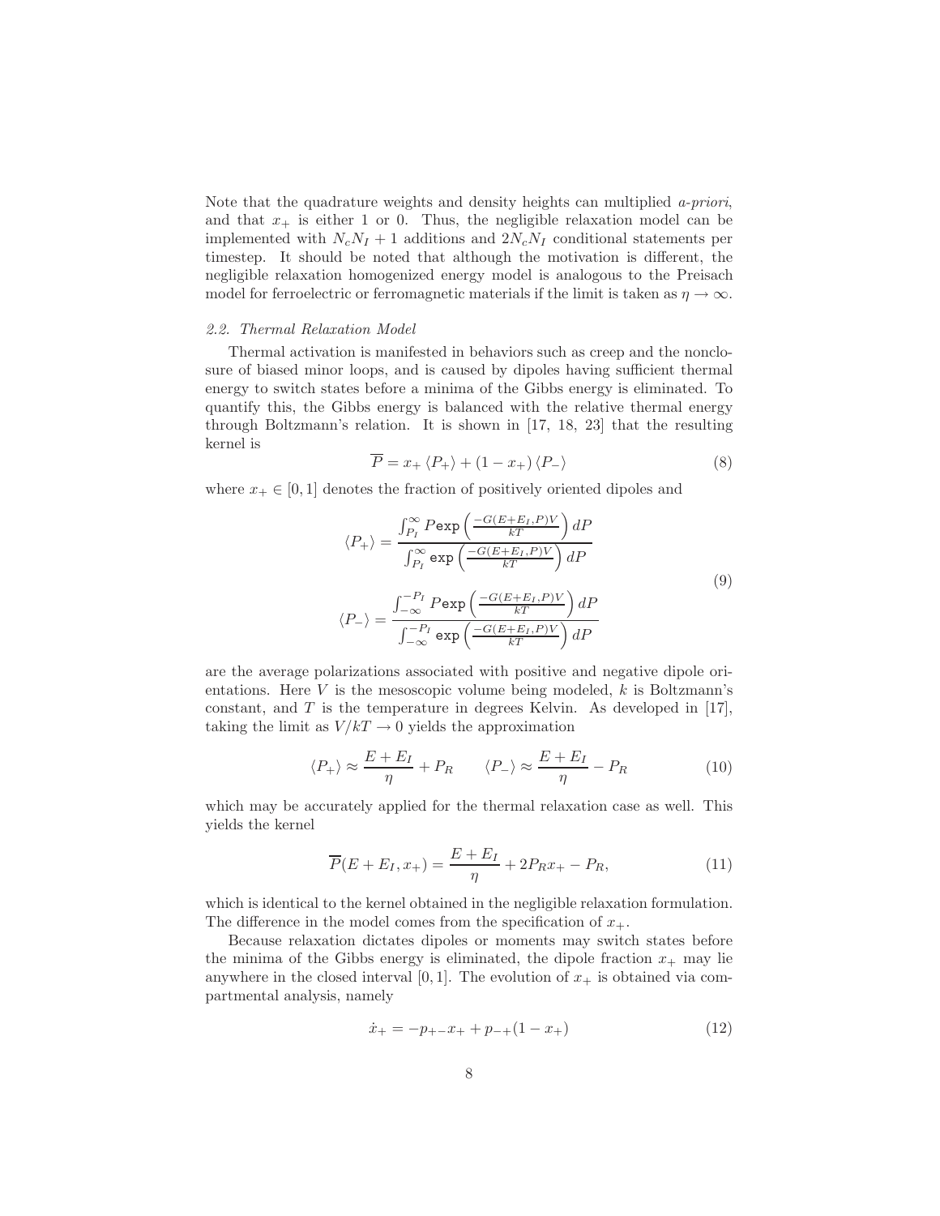Note that the quadrature weights and density heights can multiplied *a-priori*, and that $x_+$ is either 1 or 0. Thus, the negligible relaxation model can be implemented with $N_c N_I + 1$ additions and $2N_c N_I$ conditional statements per timestep. It should be noted that although the motivation is different, the negligible relaxation homogenized energy model is analogous to the Preisach model for ferroelectric or ferromagnetic materials if the limit is taken as $\eta \to \infty$.

### *2.2. Thermal Relaxation Model*

Thermal activation is manifested in behaviors such as creep and the nonclosure of biased minor loops, and is caused by dipoles having sufficient thermal energy to switch states before a minima of the Gibbs energy is eliminated. To quantify this, the Gibbs energy is balanced with the relative thermal energy through Boltzmann's relation. It is shown in [17, 18, 23] that the resulting kernel is

$$\overline{P} = x_+ \langle P_+ \rangle + (1 - x_+) \langle P_- \rangle \tag{8}$$

where $x_+ \in [0, 1]$ denotes the fraction of positively oriented dipoles and

$$\langle P_+ \rangle = \frac{\int_{P_I}^{\infty} P \,\mathtt{exp}\left(\frac{-G(E+E_I,P)V}{kT}\right) dP}{\int_{P_I}^{\infty} \mathtt{exp}\left(\frac{-G(E+E_I,P)V}{kT}\right) dP}$$
$$\langle P_- \rangle = \frac{\int_{-\infty}^{-P_I} P \,\mathtt{exp}\left(\frac{-G(E+E_I,P)V}{kT}\right) dP}{\int_{-\infty}^{-P_I} \mathtt{exp}\left(\frac{-G(E+E_I,P)V}{kT}\right) dP} \tag{9}$$

are the average polarizations associated with positive and negative dipole orientations. Here $V$ is the mesoscopic volume being modeled, $k$ is Boltzmann's constant, and $T$ is the temperature in degrees Kelvin. As developed in [17], taking the limit as $V/kT \to 0$ yields the approximation

$$\langle P_+ \rangle \approx \frac{E + E_I}{\eta} + P_R \qquad \langle P_- \rangle \approx \frac{E + E_I}{\eta} - P_R \tag{10}$$

which may be accurately applied for the thermal relaxation case as well. This yields the kernel

$$\overline{P}(E + E_I, x_+) = \frac{E + E_I}{\eta} + 2P_R x_+ - P_R, \tag{11}$$

which is identical to the kernel obtained in the negligible relaxation formulation. The difference in the model comes from the specification of $x_+$.

Because relaxation dictates dipoles or moments may switch states before the minima of the Gibbs energy is eliminated, the dipole fraction $x_+$ may lie anywhere in the closed interval $[0, 1]$. The evolution of $x_+$ is obtained via compartmental analysis, namely

$$\dot{x}_+ = -p_{+-}x_+ + p_{-+}(1 - x_+) \tag{12}$$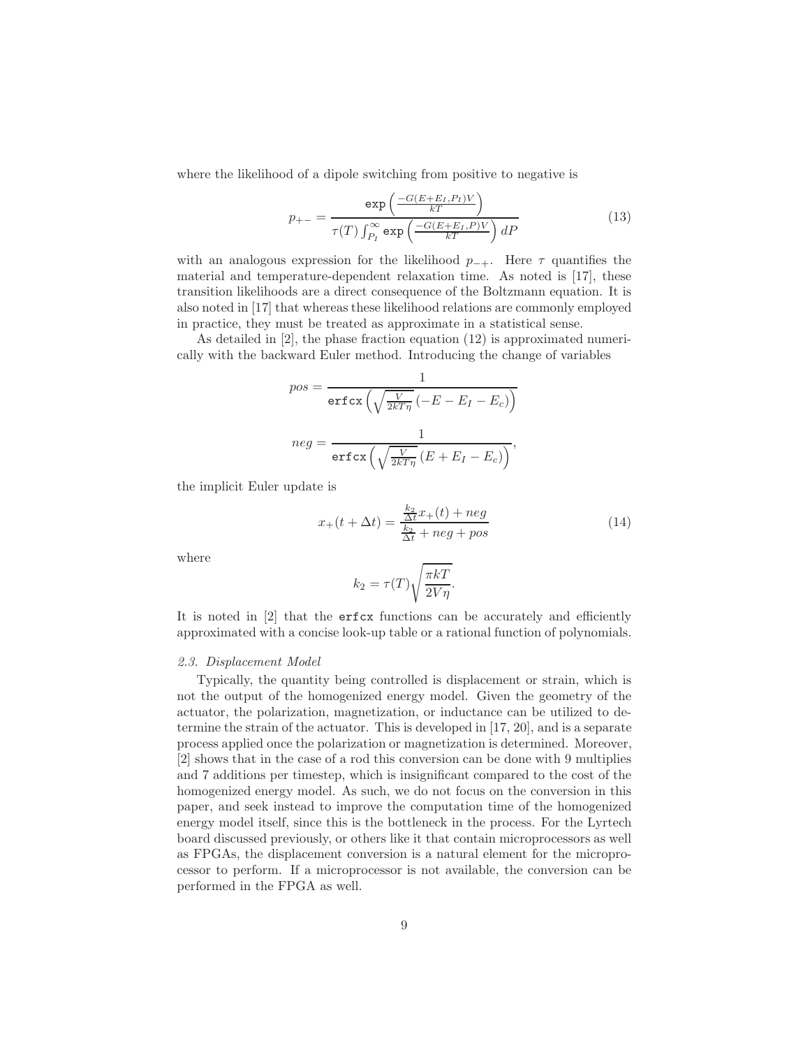where the likelihood of a dipole switching from positive to negative is

$$p_{+-} = \frac{\texttt{exp}\left(\frac{-G(E+E_I,P_I)V}{kT}\right)}{\tau(T)\int_{P_I}^{\infty}\texttt{exp}\left(\frac{-G(E+E_I,P)V}{kT}\right)dP} \tag{13}$$

with an analogous expression for the likelihood $p_{-+}$. Here $\tau$ quantifies the material and temperature-dependent relaxation time. As noted is [17], these transition likelihoods are a direct consequence of the Boltzmann equation. It is also noted in [17] that whereas these likelihood relations are commonly employed in practice, they must be treated as approximate in a statistical sense.

As detailed in [2], the phase fraction equation (12) is approximated numerically with the backward Euler method. Introducing the change of variables

$$pos = \frac{1}{\texttt{erfcx}\left(\sqrt{\frac{V}{2kT\eta}}\left(-E-E_I-E_c\right)\right)}$$

$$neg = \frac{1}{\texttt{erfcx}\left(\sqrt{\frac{V}{2kT\eta}}\left(E+E_I-E_c\right)\right)},$$

the implicit Euler update is

$$x_+(t+\Delta t) = \frac{\frac{k_2}{\Delta t}x_+(t) + neg}{\frac{k_2}{\Delta t} + neg + pos} \tag{14}$$

where

$$k_2 = \tau(T)\sqrt{\frac{\pi kT}{2V\eta}}.$$

It is noted in [2] that the erfcx functions can be accurately and efficiently approximated with a concise look-up table or a rational function of polynomials.

### *2.3. Displacement Model*

Typically, the quantity being controlled is displacement or strain, which is not the output of the homogenized energy model. Given the geometry of the actuator, the polarization, magnetization, or inductance can be utilized to determine the strain of the actuator. This is developed in [17, 20], and is a separate process applied once the polarization or magnetization is determined. Moreover, [2] shows that in the case of a rod this conversion can be done with 9 multiplies and 7 additions per timestep, which is insignificant compared to the cost of the homogenized energy model. As such, we do not focus on the conversion in this paper, and seek instead to improve the computation time of the homogenized energy model itself, since this is the bottleneck in the process. For the Lyrtech board discussed previously, or others like it that contain microprocessors as well as FPGAs, the displacement conversion is a natural element for the microprocessor to perform. If a microprocessor is not available, the conversion can be performed in the FPGA as well.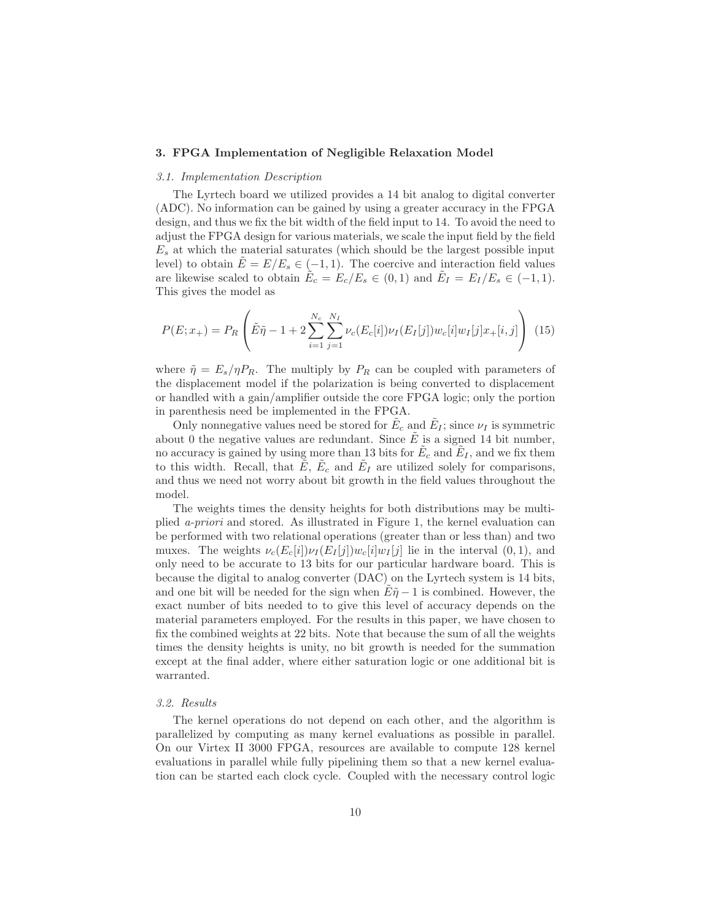### 3. FPGA Implementation of Negligible Relaxation Model

#### *3.1. Implementation Description*

The Lyrtech board we utilized provides a 14 bit analog to digital converter (ADC). No information can be gained by using a greater accuracy in the FPGA design, and thus we fix the bit width of the field input to 14. To avoid the need to adjust the FPGA design for various materials, we scale the input field by the field $E_s$ at which the material saturates (which should be the largest possible input level) to obtain $\tilde{E} = E/E_s \in (-1, 1)$. The coercive and interaction field values are likewise scaled to obtain $\tilde{E}_c = E_c/E_s \in (0, 1)$ and $\tilde{E}_I = E_I/E_s \in (-1, 1)$. This gives the model as

$$P(E; x_+) = P_R \left( \tilde{E}\tilde{\eta} - 1 + 2 \sum_{i=1}^{N_c} \sum_{j=1}^{N_I} \nu_c(E_c[i]) \nu_I(E_I[j]) w_c[i] w_I[j] x_+[i, j] \right) \quad (15)$$

where $\tilde{\eta} = E_s/\eta P_R$. The multiply by $P_R$ can be coupled with parameters of the displacement model if the polarization is being converted to displacement or handled with a gain/amplifier outside the core FPGA logic; only the portion in parenthesis need be implemented in the FPGA.

Only nonnegative values need be stored for $\tilde{E}_c$ and $\tilde{E}_I$; since $\nu_I$ is symmetric about 0 the negative values are redundant. Since $\tilde{E}$ is a signed 14 bit number, no accuracy is gained by using more than 13 bits for $\tilde{E}_c$ and $\tilde{E}_I$, and we fix them to this width. Recall, that $\tilde{E}$, $\tilde{E}_c$ and $\tilde{E}_I$ are utilized solely for comparisons, and thus we need not worry about bit growth in the field values throughout the model.

The weights times the density heights for both distributions may be multiplied *a-priori* and stored. As illustrated in Figure 1, the kernel evaluation can be performed with two relational operations (greater than or less than) and two muxes. The weights $\nu_c(E_c[i]) \nu_I(E_I[j]) w_c[i] w_I[j]$ lie in the interval $(0, 1)$, and only need to be accurate to 13 bits for our particular hardware board. This is because the digital to analog converter (DAC) on the Lyrtech system is 14 bits, and one bit will be needed for the sign when $\tilde{E}\tilde{\eta} - 1$ is combined. However, the exact number of bits needed to to give this level of accuracy depends on the material parameters employed. For the results in this paper, we have chosen to fix the combined weights at 22 bits. Note that because the sum of all the weights times the density heights is unity, no bit growth is needed for the summation except at the final adder, where either saturation logic or one additional bit is warranted.

#### *3.2. Results*

The kernel operations do not depend on each other, and the algorithm is parallelized by computing as many kernel evaluations as possible in parallel. On our Virtex II 3000 FPGA, resources are available to compute 128 kernel evaluations in parallel while fully pipelining them so that a new kernel evaluation can be started each clock cycle. Coupled with the necessary control logic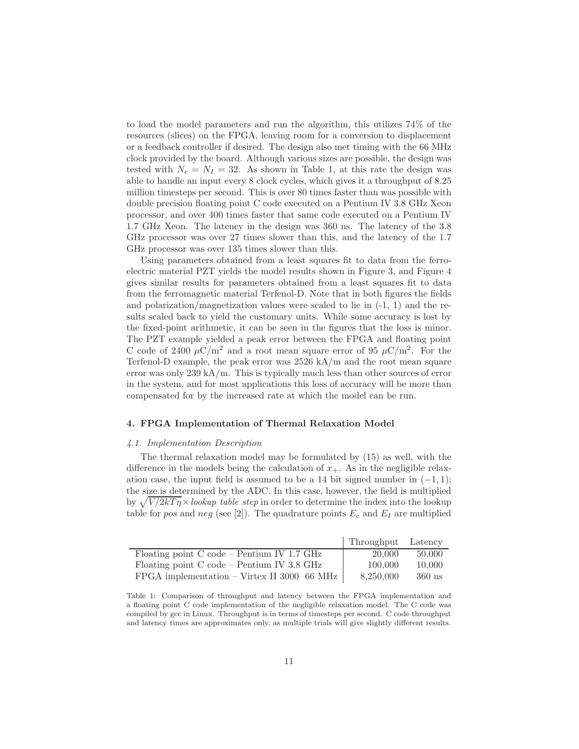to load the model parameters and run the algorithm, this utilizes 74% of the resources (slices) on the FPGA, leaving room for a conversion to displacement or a feedback controller if desired. The design also met timing with the 66 MHz clock provided by the board. Although various sizes are possible, the design was tested with $N_c = N_I = 32$. As shown in Table 1, at this rate the design was able to handle an input every 8 clock cycles, which gives it a throughput of 8.25 million timesteps per second. This is over 80 times faster than was possible with double precision floating point C code executed on a Pentium IV 3.8 GHz Xeon processor, and over 400 times faster that same code executed on a Pentium IV 1.7 GHz Xeon. The latency in the design was 360 ns. The latency of the 3.8 GHz processor was over 27 times slower than this, and the latency of the 1.7 GHz processor was over 135 times slower than this.

Using parameters obtained from a least squares fit to data from the ferroelectric material PZT yields the model results shown in Figure 3, and Figure 4 gives similar results for parameters obtained from a least squares fit to data from the ferromagnetic material Terfenol-D. Note that in both figures the fields and polarization/magnetization values were scaled to lie in (-1, 1) and the results scaled back to yield the customary units. While some accuracy is lost by the fixed-point arithmetic, it can be seen in the figures that the loss is minor. The PZT example yielded a peak error between the FPGA and floating point C code of 2400 $\mu\text{C/m}^2$ and a root mean square error of 95 $\mu\text{C/m}^2$. For the Terfenol-D example, the peak error was 2526 kA/m and the root mean square error was only 239 kA/m. This is typically much less than other sources of error in the system, and for most applications this loss of accuracy will be more than compensated for by the increased rate at which the model can be run.

## 4. FPGA Implementation of Thermal Relaxation Model

### *4.1. Implementation Description*

The thermal relaxation model may be formulated by (15) as well, with the difference in the models being the calculation of $x_+$. As in the negligible relaxation case, the input field is assumed to be a 14 bit signed number in $(-1, 1)$; the size is determined by the ADC. In this case, however, the field is multiplied by $\sqrt{V/2kT\eta}\times$ *lookup table step* in order to determine the index into the lookup table for *pos* and *neg* (see [2]). The quadrature points $E_c$ and $E_I$ are multiplied

| | Throughput | Latency |
|---|---|---|
| Floating point C code – Pentium IV 1.7 GHz | 20,000 | 50,000 |
| Floating point C code – Pentium IV 3.8 GHz | 100,000 | 10,000 |
| FPGA implementation – Virtex II 3000 66 MHz | 8,250,000 | 360 ns |

Table 1: Comparison of throughput and latency between the FPGA implementation and a floating point C code implementation of the negligible relaxation model. The C code was compiled by gcc in Linux. Throughput is in terms of timesteps per second. C code throughput and latency times are approximates only, as multiple trials will give slightly different results.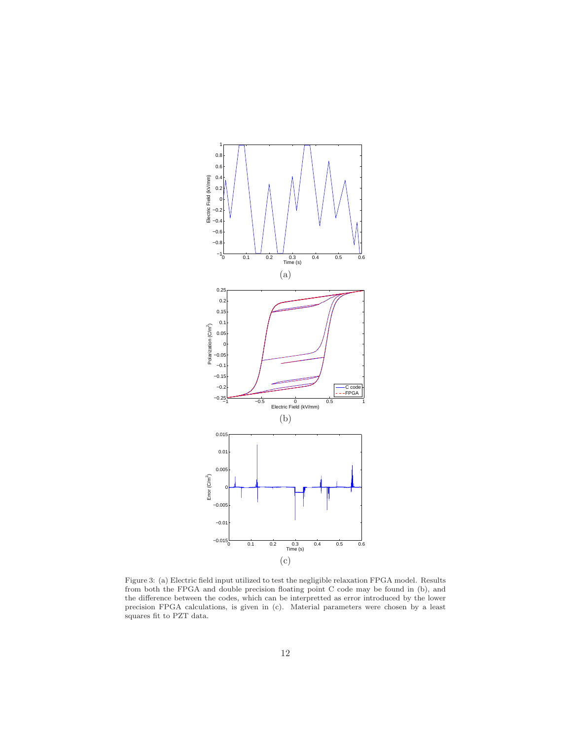Figure 3: (a) Electric field input utilized to test the negligible relaxation FPGA model. Results from both the FPGA and double precision floating point C code may be found in (b), and the difference between the codes, which can be interpretted as error introduced by the lower precision FPGA calculations, is given in (c). Material parameters were chosen by a least squares fit to PZT data.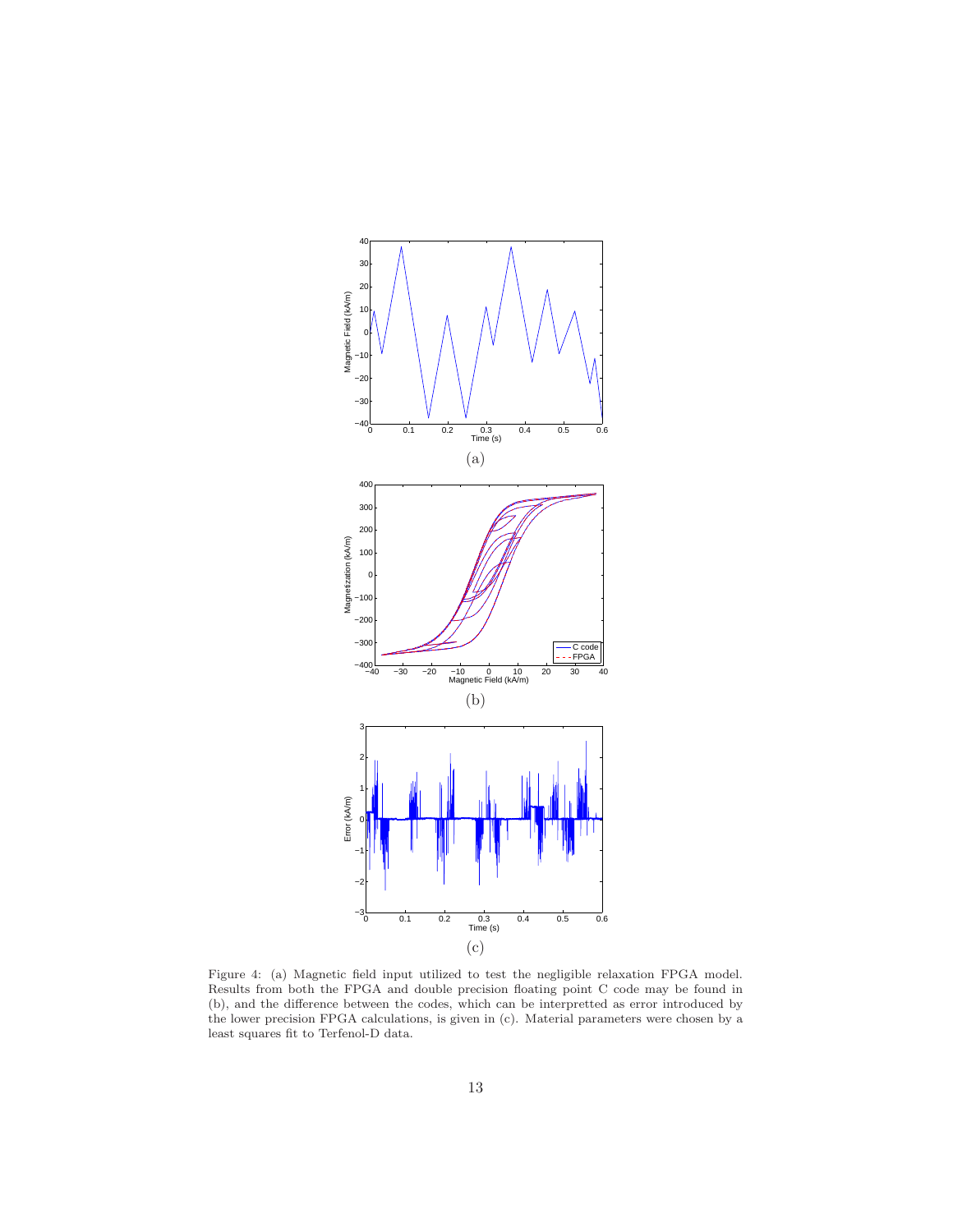(a)

(b)

(c)

Figure 4: (a) Magnetic field input utilized to test the negligible relaxation FPGA model. Results from both the FPGA and double precision floating point C code may be found in (b), and the difference between the codes, which can be interpretted as error introduced by the lower precision FPGA calculations, is given in (c). Material parameters were chosen by a least squares fit to Terfenol-D data.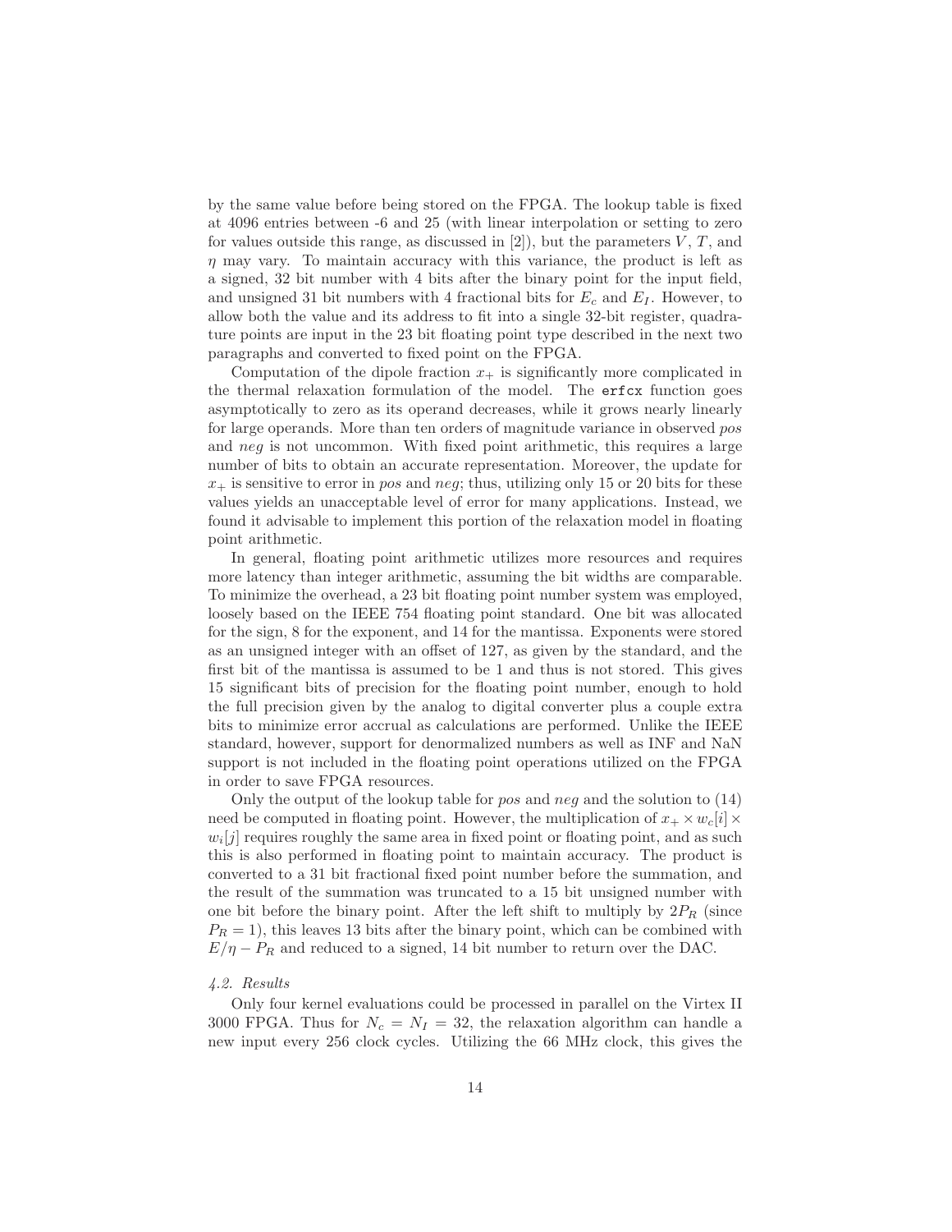by the same value before being stored on the FPGA. The lookup table is fixed at 4096 entries between -6 and 25 (with linear interpolation or setting to zero for values outside this range, as discussed in [2]), but the parameters $V$, $T$, and $\eta$ may vary. To maintain accuracy with this variance, the product is left as a signed, 32 bit number with 4 bits after the binary point for the input field, and unsigned 31 bit numbers with 4 fractional bits for $E_c$ and $E_I$. However, to allow both the value and its address to fit into a single 32-bit register, quadrature points are input in the 23 bit floating point type described in the next two paragraphs and converted to fixed point on the FPGA.

Computation of the dipole fraction $x_+$ is significantly more complicated in the thermal relaxation formulation of the model. The `erfcx` function goes asymptotically to zero as its operand decreases, while it grows nearly linearly for large operands. More than ten orders of magnitude variance in observed *pos* and *neg* is not uncommon. With fixed point arithmetic, this requires a large number of bits to obtain an accurate representation. Moreover, the update for $x_+$ is sensitive to error in *pos* and *neg*; thus, utilizing only 15 or 20 bits for these values yields an unacceptable level of error for many applications. Instead, we found it advisable to implement this portion of the relaxation model in floating point arithmetic.

In general, floating point arithmetic utilizes more resources and requires more latency than integer arithmetic, assuming the bit widths are comparable. To minimize the overhead, a 23 bit floating point number system was employed, loosely based on the IEEE 754 floating point standard. One bit was allocated for the sign, 8 for the exponent, and 14 for the mantissa. Exponents were stored as an unsigned integer with an offset of 127, as given by the standard, and the first bit of the mantissa is assumed to be 1 and thus is not stored. This gives 15 significant bits of precision for the floating point number, enough to hold the full precision given by the analog to digital converter plus a couple extra bits to minimize error accrual as calculations are performed. Unlike the IEEE standard, however, support for denormalized numbers as well as INF and NaN support is not included in the floating point operations utilized on the FPGA in order to save FPGA resources.

Only the output of the lookup table for *pos* and *neg* and the solution to (14) need be computed in floating point. However, the multiplication of $x_+ \times w_c[i] \times w_i[j]$ requires roughly the same area in fixed point or floating point, and as such this is also performed in floating point to maintain accuracy. The product is converted to a 31 bit fractional fixed point number before the summation, and the result of the summation was truncated to a 15 bit unsigned number with one bit before the binary point. After the left shift to multiply by $2P_R$ (since $P_R = 1$), this leaves 13 bits after the binary point, which can be combined with $E/\eta - P_R$ and reduced to a signed, 14 bit number to return over the DAC.

### *4.2. Results*

Only four kernel evaluations could be processed in parallel on the Virtex II 3000 FPGA. Thus for $N_c = N_I = 32$, the relaxation algorithm can handle a new input every 256 clock cycles. Utilizing the 66 MHz clock, this gives the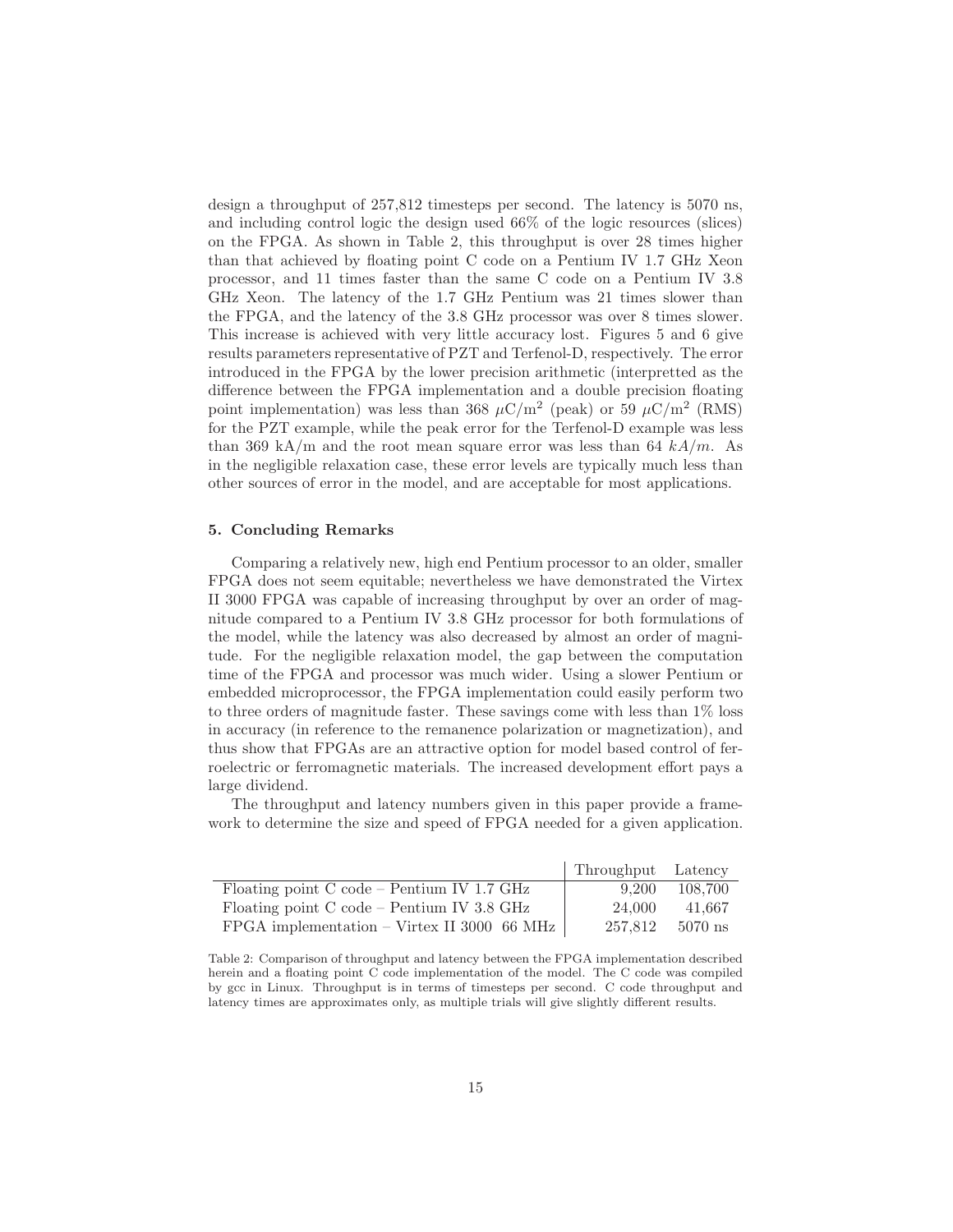design a throughput of 257,812 timesteps per second. The latency is 5070 ns, and including control logic the design used 66% of the logic resources (slices) on the FPGA. As shown in Table 2, this throughput is over 28 times higher than that achieved by floating point C code on a Pentium IV 1.7 GHz Xeon processor, and 11 times faster than the same C code on a Pentium IV 3.8 GHz Xeon. The latency of the 1.7 GHz Pentium was 21 times slower than the FPGA, and the latency of the 3.8 GHz processor was over 8 times slower. This increase is achieved with very little accuracy lost. Figures 5 and 6 give results parameters representative of PZT and Terfenol-D, respectively. The error introduced in the FPGA by the lower precision arithmetic (interpretted as the difference between the FPGA implementation and a double precision floating point implementation) was less than 368 $\mu$C/m$^2$ (peak) or 59 $\mu$C/m$^2$ (RMS) for the PZT example, while the peak error for the Terfenol-D example was less than 369 kA/m and the root mean square error was less than 64 $kA/m$. As in the negligible relaxation case, these error levels are typically much less than other sources of error in the model, and are acceptable for most applications.

## 5. Concluding Remarks

Comparing a relatively new, high end Pentium processor to an older, smaller FPGA does not seem equitable; nevertheless we have demonstrated the Virtex II 3000 FPGA was capable of increasing throughput by over an order of magnitude compared to a Pentium IV 3.8 GHz processor for both formulations of the model, while the latency was also decreased by almost an order of magnitude. For the negligible relaxation model, the gap between the computation time of the FPGA and processor was much wider. Using a slower Pentium or embedded microprocessor, the FPGA implementation could easily perform two to three orders of magnitude faster. These savings come with less than 1% loss in accuracy (in reference to the remanence polarization or magnetization), and thus show that FPGAs are an attractive option for model based control of ferroelectric or ferromagnetic materials. The increased development effort pays a large dividend.

The throughput and latency numbers given in this paper provide a framework to determine the size and speed of FPGA needed for a given application.

| | Throughput | Latency |
|---|---|---|
| Floating point C code – Pentium IV 1.7 GHz | 9,200 | 108,700 |
| Floating point C code – Pentium IV 3.8 GHz | 24,000 | 41,667 |
| FPGA implementation – Virtex II 3000 66 MHz | 257,812 | 5070 ns |

Table 2: Comparison of throughput and latency between the FPGA implementation described herein and a floating point C code implementation of the model. The C code was compiled by gcc in Linux. Throughput is in terms of timesteps per second. C code throughput and latency times are approximates only, as multiple trials will give slightly different results.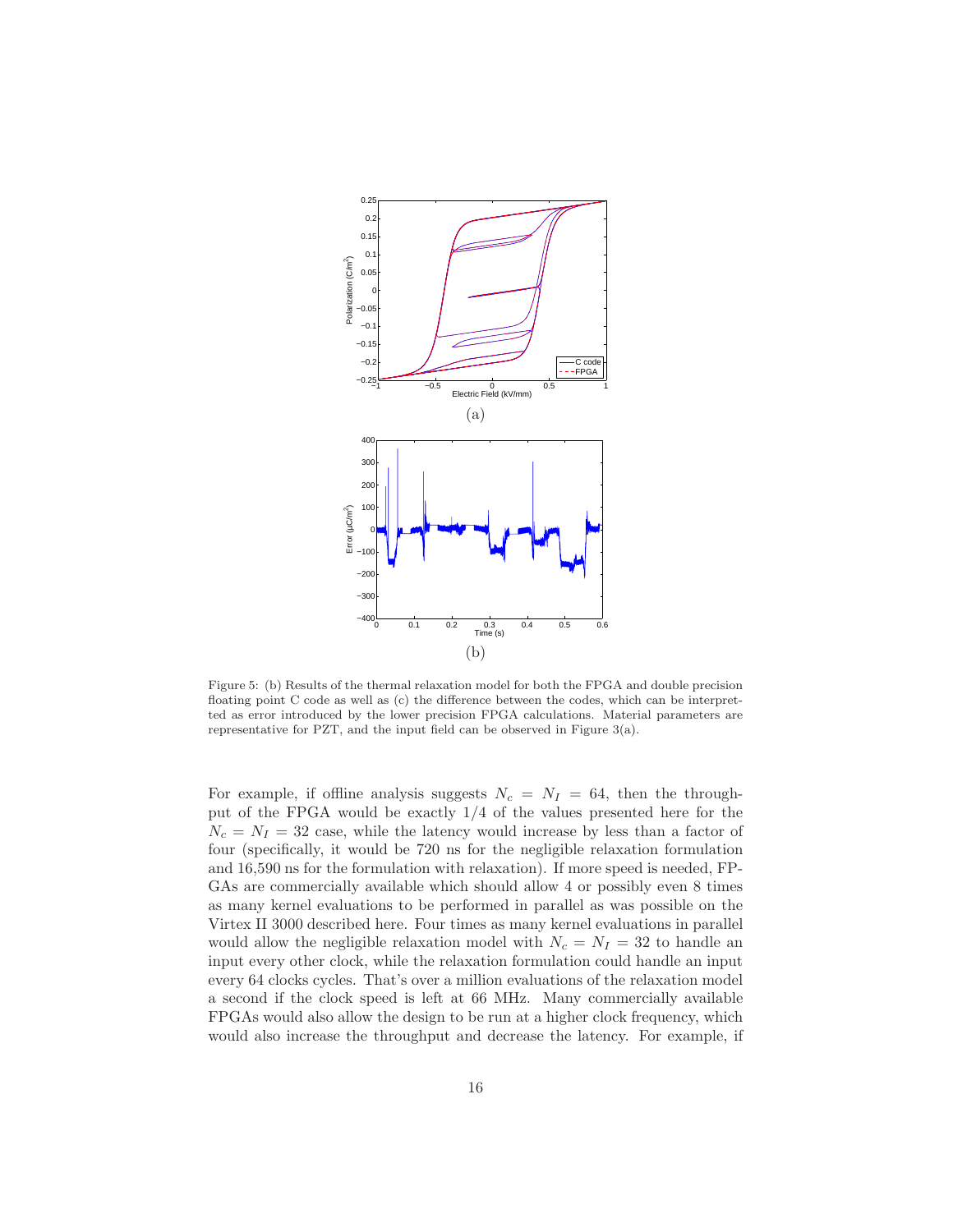(a)

(b)

Figure 5: (b) Results of the thermal relaxation model for both the FPGA and double precision floating point C code as well as (c) the difference between the codes, which can be interpreted as error introduced by the lower precision FPGA calculations. Material parameters are representative for PZT, and the input field can be observed in Figure 3(a).

For example, if offline analysis suggests $N_c = N_I = 64$, then the throughput of the FPGA would be exactly 1/4 of the values presented here for the $N_c = N_I = 32$ case, while the latency would increase by less than a factor of four (specifically, it would be 720 ns for the negligible relaxation formulation and 16,590 ns for the formulation with relaxation). If more speed is needed, FPGAs are commercially available which should allow 4 or possibly even 8 times as many kernel evaluations to be performed in parallel as was possible on the Virtex II 3000 described here. Four times as many kernel evaluations in parallel would allow the negligible relaxation model with $N_c = N_I = 32$ to handle an input every other clock, while the relaxation formulation could handle an input every 64 clocks cycles. That's over a million evaluations of the relaxation model a second if the clock speed is left at 66 MHz. Many commercially available FPGAs would also allow the design to be run at a higher clock frequency, which would also increase the throughput and decrease the latency. For example, if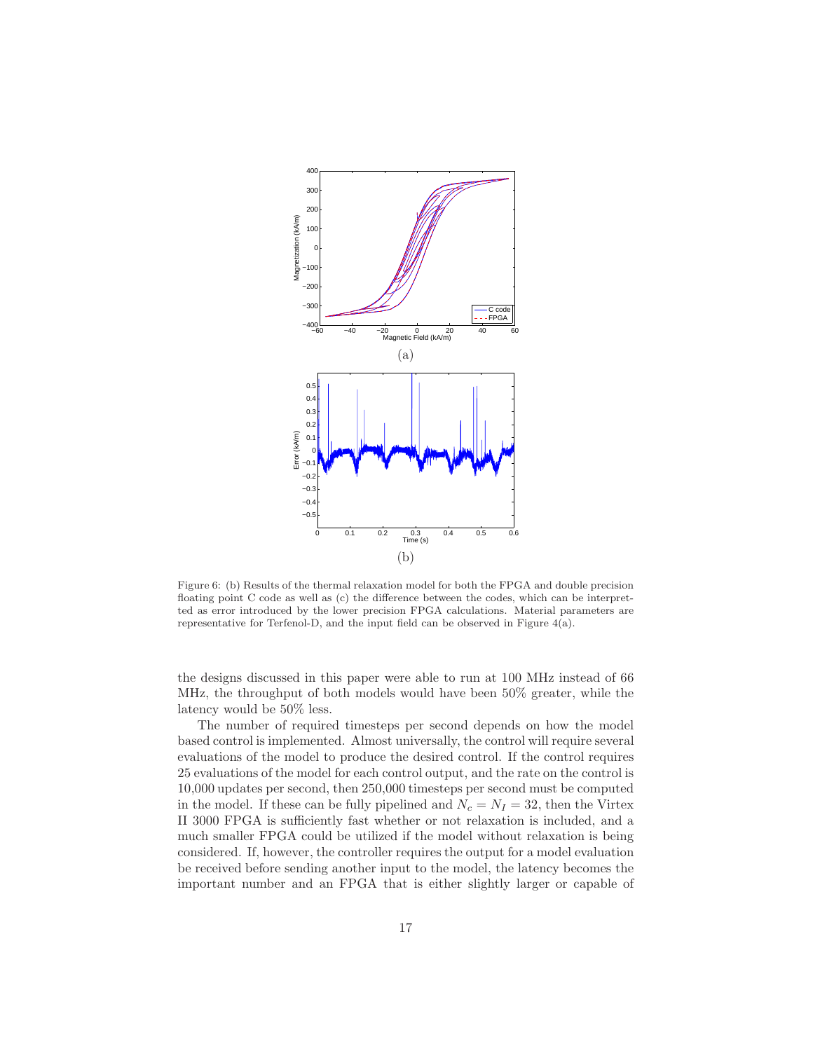(a)

(b)

Figure 6: (b) Results of the thermal relaxation model for both the FPGA and double precision floating point C code as well as (c) the difference between the codes, which can be interpreted as error introduced by the lower precision FPGA calculations. Material parameters are representative for Terfenol-D, and the input field can be observed in Figure 4(a).

the designs discussed in this paper were able to run at 100 MHz instead of 66 MHz, the throughput of both models would have been 50% greater, while the latency would be 50% less.

The number of required timesteps per second depends on how the model based control is implemented. Almost universally, the control will require several evaluations of the model to produce the desired control. If the control requires 25 evaluations of the model for each control output, and the rate on the control is 10,000 updates per second, then 250,000 timesteps per second must be computed in the model. If these can be fully pipelined and $N_c = N_I = 32$, then the Virtex II 3000 FPGA is sufficiently fast whether or not relaxation is included, and a much smaller FPGA could be utilized if the model without relaxation is being considered. If, however, the controller requires the output for a model evaluation be received before sending another input to the model, the latency becomes the important number and an FPGA that is either slightly larger or capable of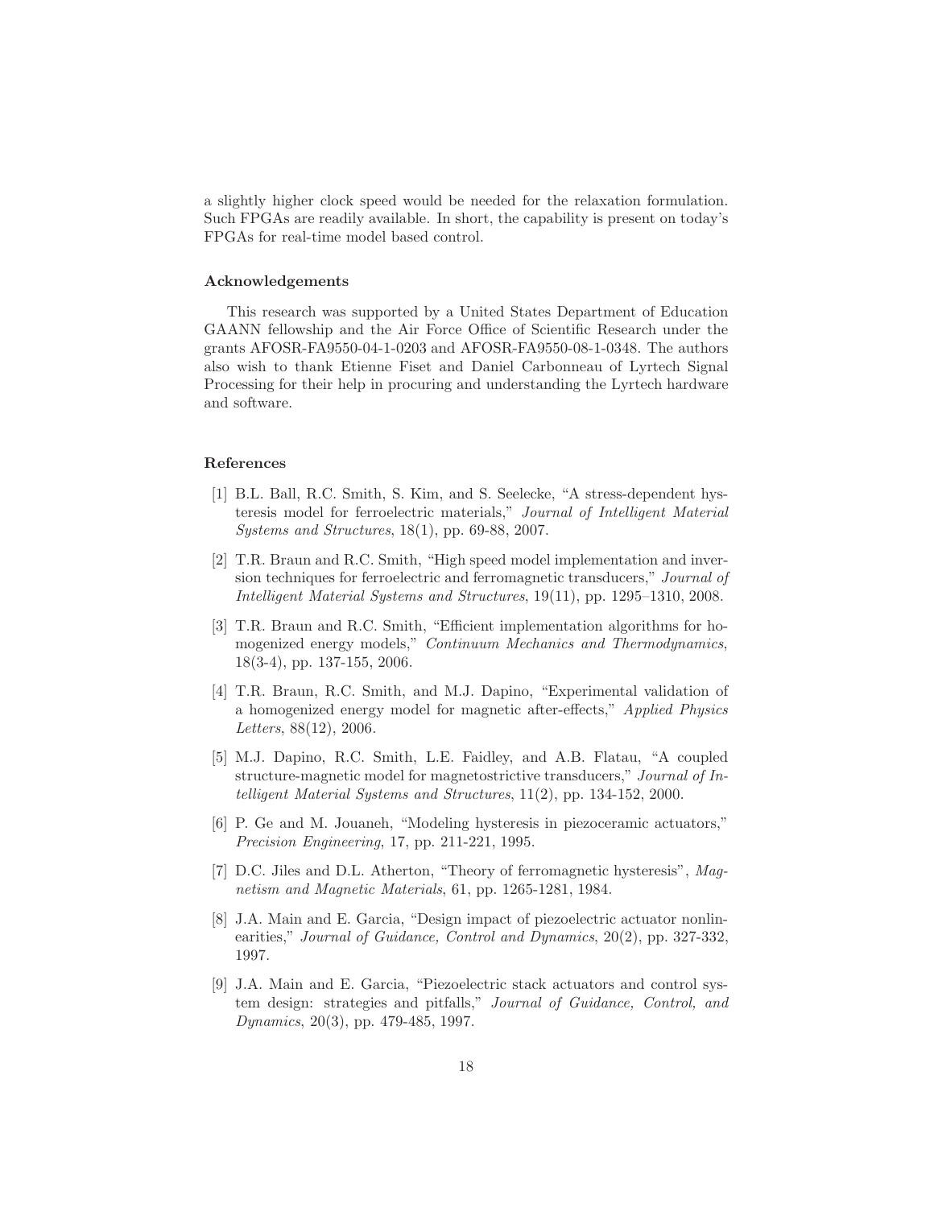a slightly higher clock speed would be needed for the relaxation formulation. Such FPGAs are readily available. In short, the capability is present on today's FPGAs for real-time model based control.

### Acknowledgements

This research was supported by a United States Department of Education GAANN fellowship and the Air Force Office of Scientific Research under the grants AFOSR-FA9550-04-1-0203 and AFOSR-FA9550-08-1-0348. The authors also wish to thank Etienne Fiset and Daniel Carbonneau of Lyrtech Signal Processing for their help in procuring and understanding the Lyrtech hardware and software.

### References

[1] B.L. Ball, R.C. Smith, S. Kim, and S. Seelecke, "A stress-dependent hysteresis model for ferroelectric materials," *Journal of Intelligent Material Systems and Structures*, 18(1), pp. 69-88, 2007.

[2] T.R. Braun and R.C. Smith, "High speed model implementation and inversion techniques for ferroelectric and ferromagnetic transducers," *Journal of Intelligent Material Systems and Structures*, 19(11), pp. 1295–1310, 2008.

[3] T.R. Braun and R.C. Smith, "Efficient implementation algorithms for homogenized energy models," *Continuum Mechanics and Thermodynamics*, 18(3-4), pp. 137-155, 2006.

[4] T.R. Braun, R.C. Smith, and M.J. Dapino, "Experimental validation of a homogenized energy model for magnetic after-effects," *Applied Physics Letters*, 88(12), 2006.

[5] M.J. Dapino, R.C. Smith, L.E. Faidley, and A.B. Flatau, "A coupled structure-magnetic model for magnetostrictive transducers," *Journal of Intelligent Material Systems and Structures*, 11(2), pp. 134-152, 2000.

[6] P. Ge and M. Jouaneh, "Modeling hysteresis in piezoceramic actuators," *Precision Engineering*, 17, pp. 211-221, 1995.

[7] D.C. Jiles and D.L. Atherton, "Theory of ferromagnetic hysteresis", *Magnetism and Magnetic Materials*, 61, pp. 1265-1281, 1984.

[8] J.A. Main and E. Garcia, "Design impact of piezoelectric actuator nonlinearities," *Journal of Guidance, Control and Dynamics*, 20(2), pp. 327-332, 1997.

[9] J.A. Main and E. Garcia, "Piezoelectric stack actuators and control system design: strategies and pitfalls," *Journal of Guidance, Control, and Dynamics*, 20(3), pp. 479-485, 1997.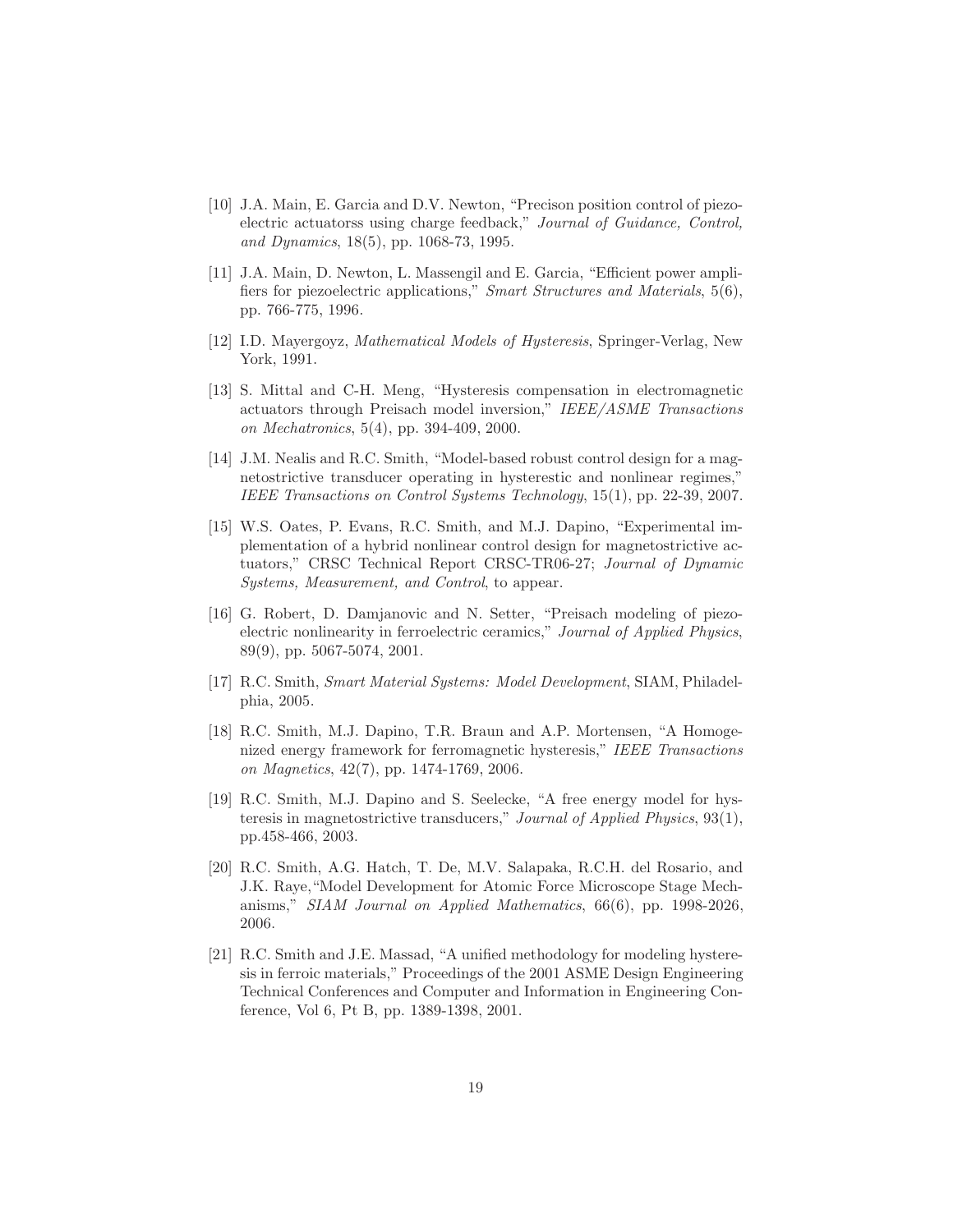[10] J.A. Main, E. Garcia and D.V. Newton, "Precison position control of piezoelectric actuatorss using charge feedback," *Journal of Guidance, Control, and Dynamics*, 18(5), pp. 1068-73, 1995.

[11] J.A. Main, D. Newton, L. Massengil and E. Garcia, "Efficient power amplifiers for piezoelectric applications," *Smart Structures and Materials*, 5(6), pp. 766-775, 1996.

[12] I.D. Mayergoyz, *Mathematical Models of Hysteresis*, Springer-Verlag, New York, 1991.

[13] S. Mittal and C-H. Meng, "Hysteresis compensation in electromagnetic actuators through Preisach model inversion," *IEEE/ASME Transactions on Mechatronics*, 5(4), pp. 394-409, 2000.

[14] J.M. Nealis and R.C. Smith, "Model-based robust control design for a magnetostrictive transducer operating in hysterestic and nonlinear regimes," *IEEE Transactions on Control Systems Technology*, 15(1), pp. 22-39, 2007.

[15] W.S. Oates, P. Evans, R.C. Smith, and M.J. Dapino, "Experimental implementation of a hybrid nonlinear control design for magnetostrictive actuators," CRSC Technical Report CRSC-TR06-27; *Journal of Dynamic Systems, Measurement, and Control*, to appear.

[16] G. Robert, D. Damjanovic and N. Setter, "Preisach modeling of piezoelectric nonlinearity in ferroelectric ceramics," *Journal of Applied Physics*, 89(9), pp. 5067-5074, 2001.

[17] R.C. Smith, *Smart Material Systems: Model Development*, SIAM, Philadelphia, 2005.

[18] R.C. Smith, M.J. Dapino, T.R. Braun and A.P. Mortensen, "A Homogenized energy framework for ferromagnetic hysteresis," *IEEE Transactions on Magnetics*, 42(7), pp. 1474-1769, 2006.

[19] R.C. Smith, M.J. Dapino and S. Seelecke, "A free energy model for hysteresis in magnetostrictive transducers," *Journal of Applied Physics*, 93(1), pp.458-466, 2003.

[20] R.C. Smith, A.G. Hatch, T. De, M.V. Salapaka, R.C.H. del Rosario, and J.K. Raye,"Model Development for Atomic Force Microscope Stage Mechanisms," *SIAM Journal on Applied Mathematics*, 66(6), pp. 1998-2026, 2006.

[21] R.C. Smith and J.E. Massad, "A unified methodology for modeling hysteresis in ferroic materials," Proceedings of the 2001 ASME Design Engineering Technical Conferences and Computer and Information in Engineering Conference, Vol 6, Pt B, pp. 1389-1398, 2001.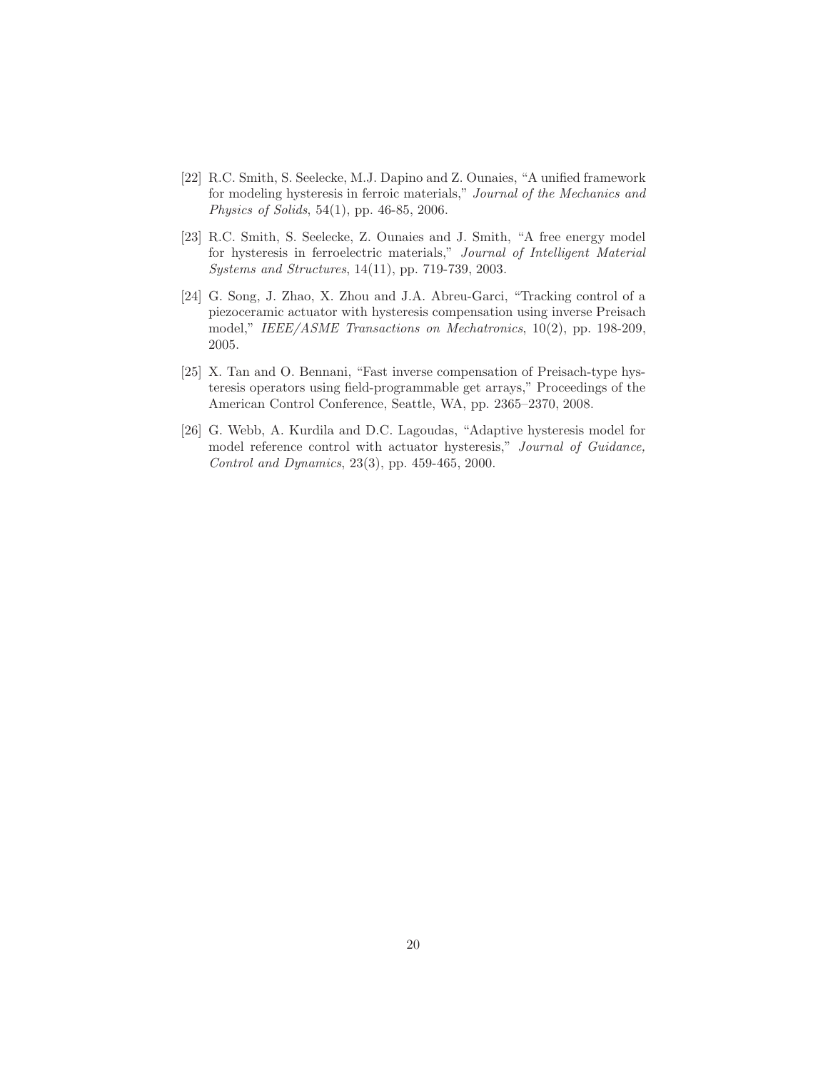[22] R.C. Smith, S. Seelecke, M.J. Dapino and Z. Ounaies, "A unified framework for modeling hysteresis in ferroic materials," *Journal of the Mechanics and Physics of Solids*, 54(1), pp. 46-85, 2006.

[23] R.C. Smith, S. Seelecke, Z. Ounaies and J. Smith, "A free energy model for hysteresis in ferroelectric materials," *Journal of Intelligent Material Systems and Structures*, 14(11), pp. 719-739, 2003.

[24] G. Song, J. Zhao, X. Zhou and J.A. Abreu-Garci, "Tracking control of a piezoceramic actuator with hysteresis compensation using inverse Preisach model," *IEEE/ASME Transactions on Mechatronics*, 10(2), pp. 198-209, 2005.

[25] X. Tan and O. Bennani, "Fast inverse compensation of Preisach-type hysteresis operators using field-programmable get arrays," Proceedings of the American Control Conference, Seattle, WA, pp. 2365–2370, 2008.

[26] G. Webb, A. Kurdila and D.C. Lagoudas, "Adaptive hysteresis model for model reference control with actuator hysteresis," *Journal of Guidance, Control and Dynamics*, 23(3), pp. 459-465, 2000.